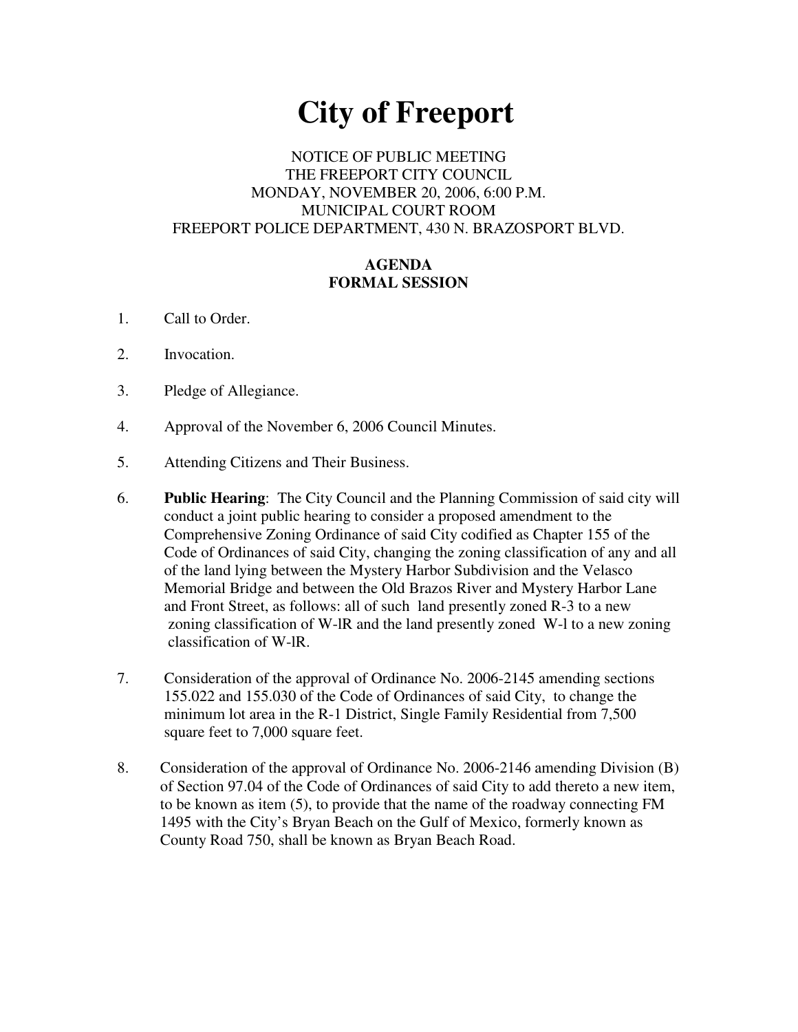# City of Freeport

NOTICE OF PUBLIC MEETING
THE FREEPORT CITY COUNCIL
MONDAY, NOVEMBER 20, 2006, 6:00 P.M.
MUNICIPAL COURT ROOM
FREEPORT POLICE DEPARTMENT, 430 N. BRAZOSPORT BLVD.

**AGENDA**
**FORMAL SESSION**

1. Call to Order.

2. Invocation.

3. Pledge of Allegiance.

4. Approval of the November 6, 2006 Council Minutes.

5. Attending Citizens and Their Business.

6. **Public Hearing**: The City Council and the Planning Commission of said city will conduct a joint public hearing to consider a proposed amendment to the Comprehensive Zoning Ordinance of said City codified as Chapter 155 of the Code of Ordinances of said City, changing the zoning classification of any and all of the land lying between the Mystery Harbor Subdivision and the Velasco Memorial Bridge and between the Old Brazos River and Mystery Harbor Lane and Front Street, as follows: all of such land presently zoned R-3 to a new zoning classification of W-lR and the land presently zoned W-l to a new zoning classification of W-lR.

7. Consideration of the approval of Ordinance No. 2006-2145 amending sections 155.022 and 155.030 of the Code of Ordinances of said City, to change the minimum lot area in the R-1 District, Single Family Residential from 7,500 square feet to 7,000 square feet.

8. Consideration of the approval of Ordinance No. 2006-2146 amending Division (B) of Section 97.04 of the Code of Ordinances of said City to add thereto a new item, to be known as item (5), to provide that the name of the roadway connecting FM 1495 with the City's Bryan Beach on the Gulf of Mexico, formerly known as County Road 750, shall be known as Bryan Beach Road.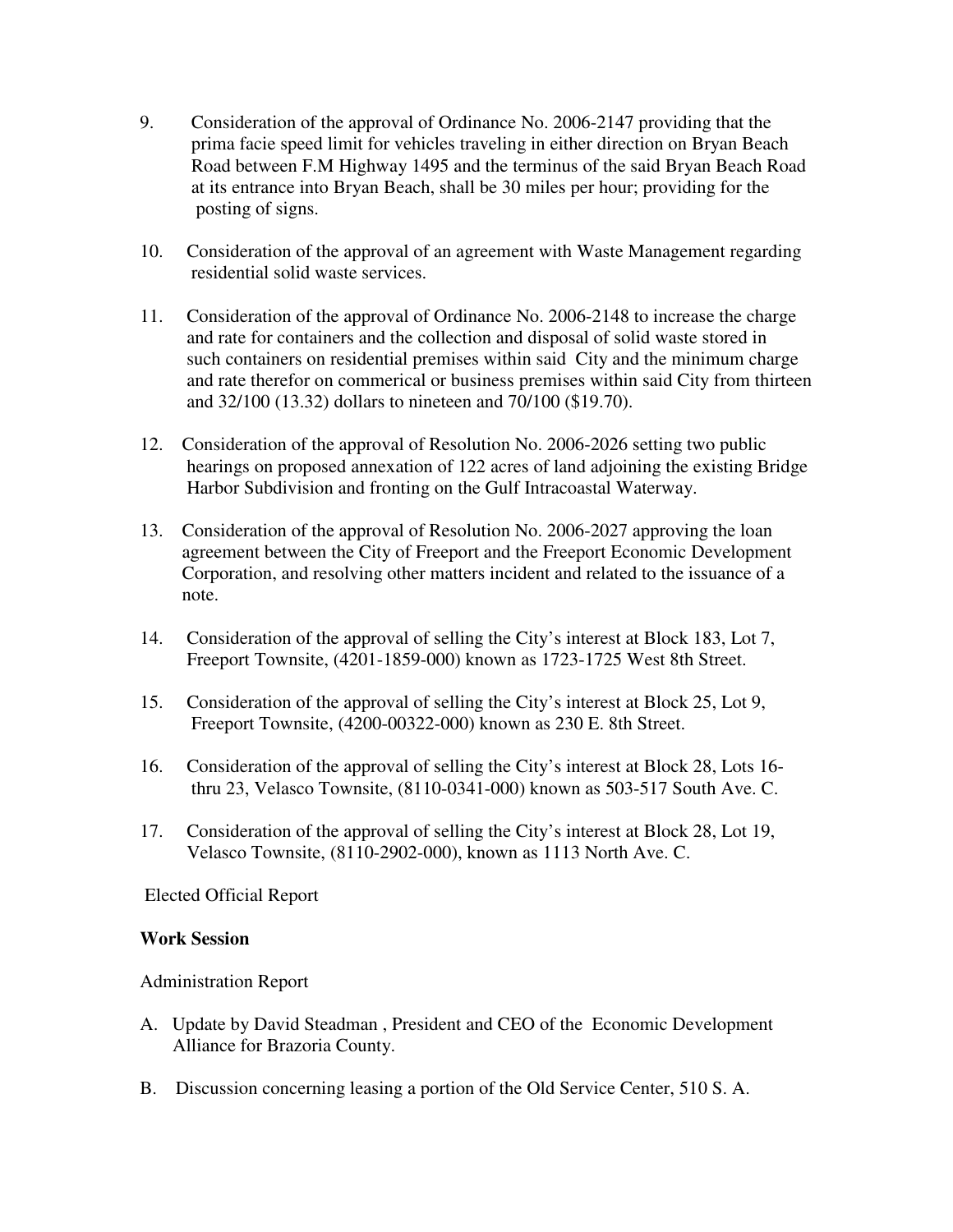9. Consideration of the approval of Ordinance No. 2006-2147 providing that the prima facie speed limit for vehicles traveling in either direction on Bryan Beach Road between F.M Highway 1495 and the terminus of the said Bryan Beach Road at its entrance into Bryan Beach, shall be 30 miles per hour; providing for the posting of signs.

10. Consideration of the approval of an agreement with Waste Management regarding residential solid waste services.

11. Consideration of the approval of Ordinance No. 2006-2148 to increase the charge and rate for containers and the collection and disposal of solid waste stored in such containers on residential premises within said City and the minimum charge and rate therefor on commerical or business premises within said City from thirteen and 32/100 (13.32) dollars to nineteen and 70/100 ($19.70).

12. Consideration of the approval of Resolution No. 2006-2026 setting two public hearings on proposed annexation of 122 acres of land adjoining the existing Bridge Harbor Subdivision and fronting on the Gulf Intracoastal Waterway.

13. Consideration of the approval of Resolution No. 2006-2027 approving the loan agreement between the City of Freeport and the Freeport Economic Development Corporation, and resolving other matters incident and related to the issuance of a note.

14. Consideration of the approval of selling the City's interest at Block 183, Lot 7, Freeport Townsite, (4201-1859-000) known as 1723-1725 West 8th Street.

15. Consideration of the approval of selling the City's interest at Block 25, Lot 9, Freeport Townsite, (4200-00322-000) known as 230 E. 8th Street.

16. Consideration of the approval of selling the City's interest at Block 28, Lots 16- thru 23, Velasco Townsite, (8110-0341-000) known as 503-517 South Ave. C.

17. Consideration of the approval of selling the City's interest at Block 28, Lot 19, Velasco Townsite, (8110-2902-000), known as 1113 North Ave. C.

Elected Official Report

**Work Session**

Administration Report

A. Update by David Steadman , President and CEO of the Economic Development Alliance for Brazoria County.

B. Discussion concerning leasing a portion of the Old Service Center, 510 S. A.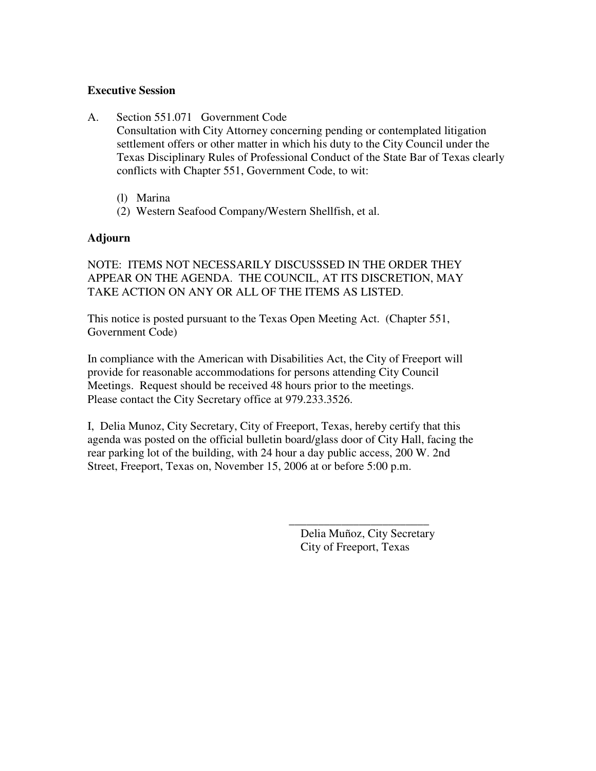**Executive Session**

A. Section 551.071 Government Code
Consultation with City Attorney concerning pending or contemplated litigation settlement offers or other matter in which his duty to the City Council under the Texas Disciplinary Rules of Professional Conduct of the State Bar of Texas clearly conflicts with Chapter 551, Government Code, to wit:

(l) Marina
(2) Western Seafood Company/Western Shellfish, et al.

**Adjourn**

NOTE: ITEMS NOT NECESSARILY DISCUSSSED IN THE ORDER THEY APPEAR ON THE AGENDA. THE COUNCIL, AT ITS DISCRETION, MAY TAKE ACTION ON ANY OR ALL OF THE ITEMS AS LISTED.

This notice is posted pursuant to the Texas Open Meeting Act. (Chapter 551, Government Code)

In compliance with the American with Disabilities Act, the City of Freeport will provide for reasonable accommodations for persons attending City Council Meetings. Request should be received 48 hours prior to the meetings. Please contact the City Secretary office at 979.233.3526.

I, Delia Munoz, City Secretary, City of Freeport, Texas, hereby certify that this agenda was posted on the official bulletin board/glass door of City Hall, facing the rear parking lot of the building, with 24 hour a day public access, 200 W. 2nd Street, Freeport, Texas on, November 15, 2006 at or before 5:00 p.m.

\_\_\_\_\_\_\_\_\_\_\_\_\_\_\_\_\_\_\_\_\_\_\_\_\_

Delia Muñoz, City Secretary
City of Freeport, Texas